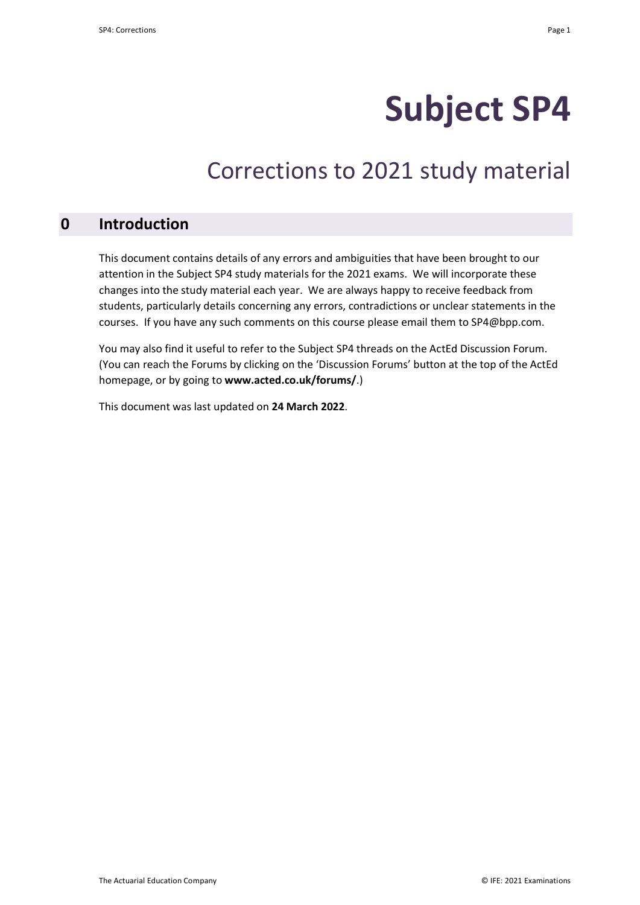# Subject SP4

## Corrections to 2021 study material

## 0 Introduction

This document contains details of any errors and ambiguities that have been brought to our attention in the Subject SP4 study materials for the 2021 exams. We will incorporate these changes into the study material each year. We are always happy to receive feedback from students, particularly details concerning any errors, contradictions or unclear statements in the courses. If you have any such comments on this course please email them to SP4@bpp.com.

You may also find it useful to refer to the Subject SP4 threads on the ActEd Discussion Forum. (You can reach the Forums by clicking on the 'Discussion Forums' button at the top of the ActEd homepage, or by going to **www.acted.co.uk/forums/**.)

This document was last updated on **24 March 2022**.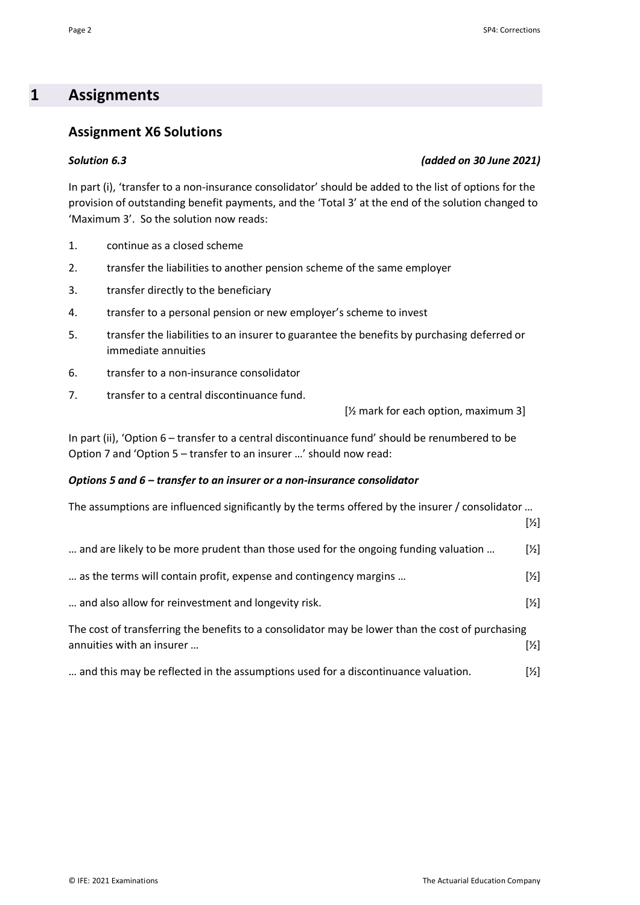# 1 Assignments

## Assignment X6 Solutions

***Solution 6.3*** ***(added on 30 June 2021)***

In part (i), 'transfer to a non-insurance consolidator' should be added to the list of options for the provision of outstanding benefit payments, and the 'Total 3' at the end of the solution changed to 'Maximum 3'. So the solution now reads:

1. continue as a closed scheme
2. transfer the liabilities to another pension scheme of the same employer
3. transfer directly to the beneficiary
4. transfer to a personal pension or new employer's scheme to invest
5. transfer the liabilities to an insurer to guarantee the benefits by purchasing deferred or immediate annuities
6. transfer to a non-insurance consolidator
7. transfer to a central discontinuance fund.

[½ mark for each option, maximum 3]

In part (ii), 'Option 6 – transfer to a central discontinuance fund' should be renumbered to be Option 7 and 'Option 5 – transfer to an insurer …' should now read:

***Options 5 and 6 – transfer to an insurer or a non-insurance consolidator***

The assumptions are influenced significantly by the terms offered by the insurer / consolidator … [½]

… and are likely to be more prudent than those used for the ongoing funding valuation … [½]

… as the terms will contain profit, expense and contingency margins … [½]

… and also allow for reinvestment and longevity risk. [½]

The cost of transferring the benefits to a consolidator may be lower than the cost of purchasing annuities with an insurer … [½]

… and this may be reflected in the assumptions used for a discontinuance valuation. [½]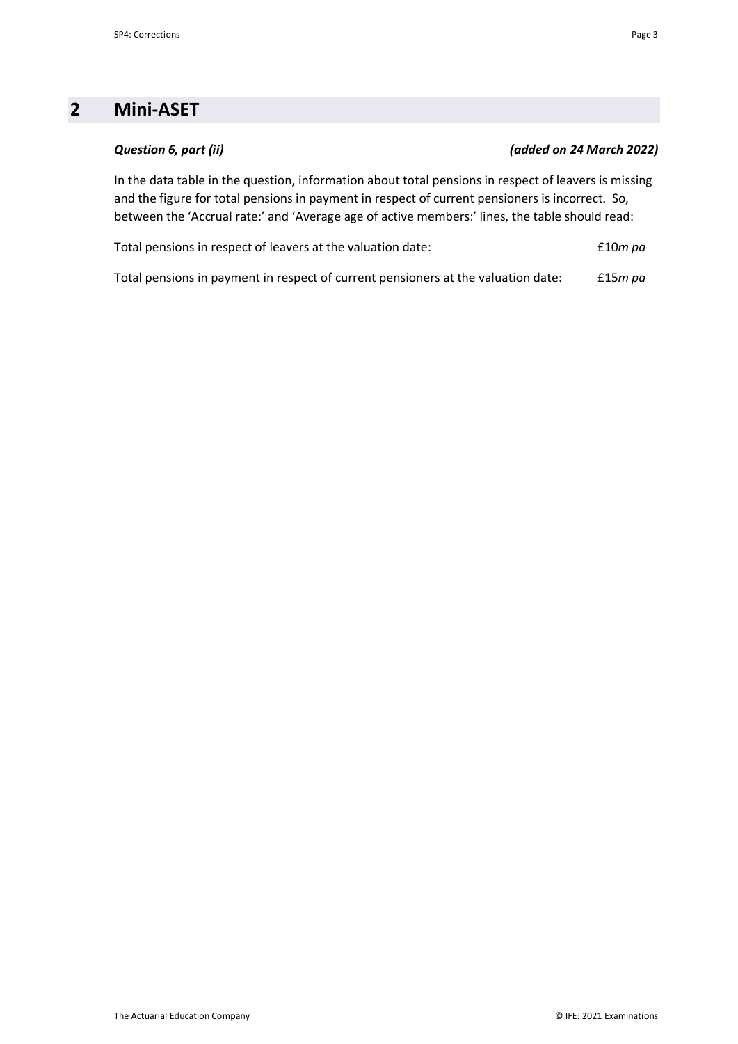## 2 Mini-ASET

***Question 6, part (ii)*** ***(added on 24 March 2022)***

In the data table in the question, information about total pensions in respect of leavers is missing and the figure for total pensions in payment in respect of current pensioners is incorrect. So, between the 'Accrual rate:' and 'Average age of active members:' lines, the table should read:

| | |
|---|---|
| Total pensions in respect of leavers at the valuation date: | £10*m pa* |
| Total pensions in payment in respect of current pensioners at the valuation date: | £15*m pa* |